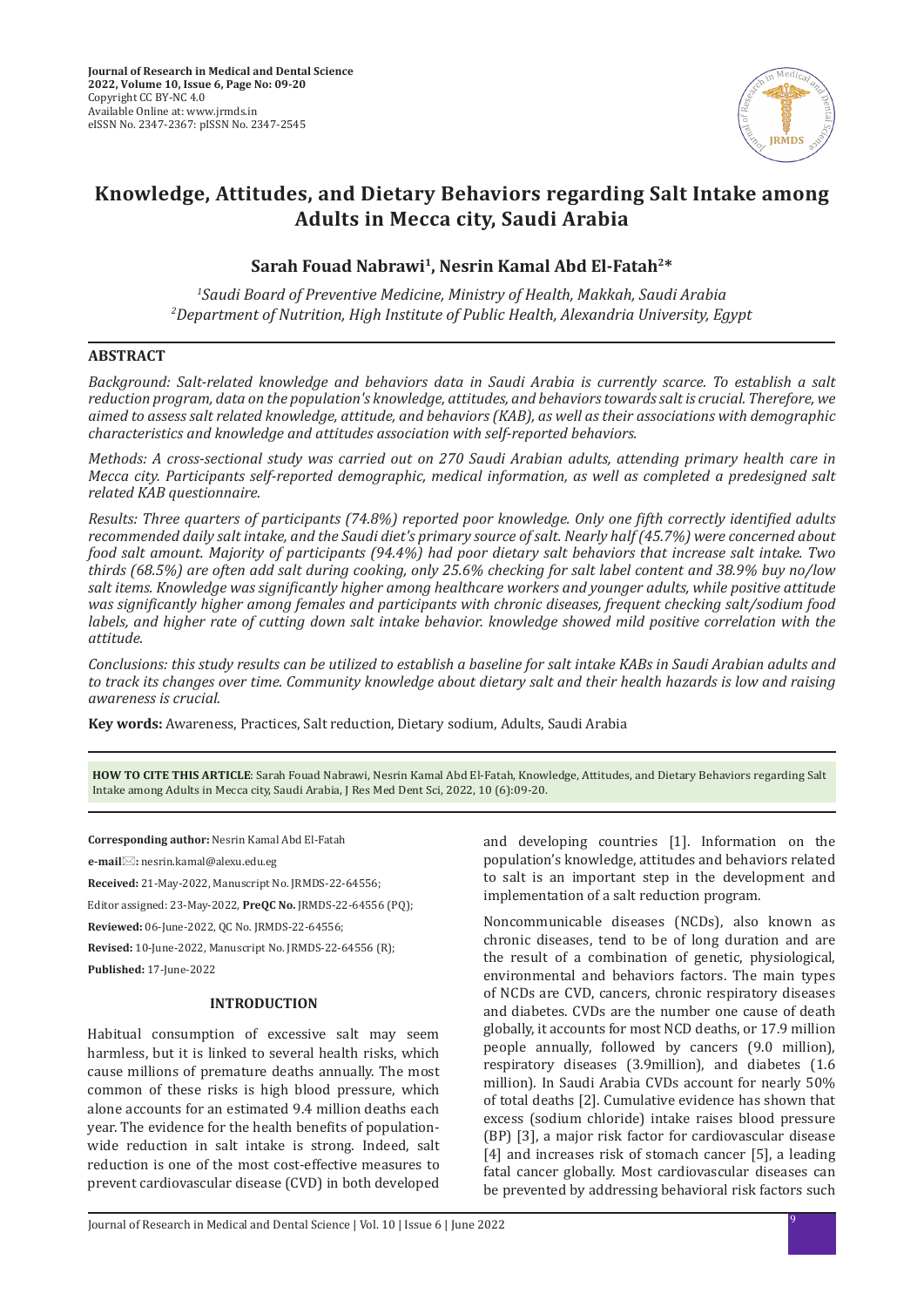# Knowledge, Attitudes, and Dietary Behaviors regarding Salt Intake among Adults in Mecca city, Saudi Arabia

**Sarah Fouad Nabrawi[1], Nesrin Kamal Abd El-Fatah[2]***

*[1]Saudi Board of Preventive Medicine, Ministry of Health, Makkah, Saudi Arabia*
*[2]Department of Nutrition, High Institute of Public Health, Alexandria University, Egypt*

## ABSTRACT

*Background: Salt-related knowledge and behaviors data in Saudi Arabia is currently scarce. To establish a salt reduction program, data on the population's knowledge, attitudes, and behaviors towards salt is crucial. Therefore, we aimed to assess salt related knowledge, attitude, and behaviors (KAB), as well as their associations with demographic characteristics and knowledge and attitudes association with self-reported behaviors.*

*Methods: A cross-sectional study was carried out on 270 Saudi Arabian adults, attending primary health care in Mecca city. Participants self-reported demographic, medical information, as well as completed a predesigned salt related KAB questionnaire.*

*Results: Three quarters of participants (74.8%) reported poor knowledge. Only one fifth correctly identified adults recommended daily salt intake, and the Saudi diet's primary source of salt. Nearly half (45.7%) were concerned about food salt amount. Majority of participants (94.4%) had poor dietary salt behaviors that increase salt intake. Two thirds (68.5%) are often add salt during cooking, only 25.6% checking for salt label content and 38.9% buy no/low salt items. Knowledge was significantly higher among healthcare workers and younger adults, while positive attitude was significantly higher among females and participants with chronic diseases, frequent checking salt/sodium food labels, and higher rate of cutting down salt intake behavior. knowledge showed mild positive correlation with the attitude.*

*Conclusions: this study results can be utilized to establish a baseline for salt intake KABs in Saudi Arabian adults and to track its changes over time. Community knowledge about dietary salt and their health hazards is low and raising awareness is crucial.*

**Key words:** Awareness, Practices, Salt reduction, Dietary sodium, Adults, Saudi Arabia

**HOW TO CITE THIS ARTICLE**: Sarah Fouad Nabrawi, Nesrin Kamal Abd El-Fatah, Knowledge, Attitudes, and Dietary Behaviors regarding Salt Intake among Adults in Mecca city, Saudi Arabia, J Res Med Dent Sci, 2022, 10 (6):09-20.

**Corresponding author:** Nesrin Kamal Abd El-Fatah

**e-mail:** nesrin.kamal@alexu.edu.eg

**Received:** 21-May-2022, Manuscript No. JRMDS-22-64556;

Editor assigned: 23-May-2022, **PreQC No.** JRMDS-22-64556 (PQ);

**Reviewed:** 06-June-2022, QC No. JRMDS-22-64556;

**Revised:** 10-June-2022, Manuscript No. JRMDS-22-64556 (R);

**Published:** 17-June-2022

## INTRODUCTION

Habitual consumption of excessive salt may seem harmless, but it is linked to several health risks, which cause millions of premature deaths annually. The most common of these risks is high blood pressure, which alone accounts for an estimated 9.4 million deaths each year. The evidence for the health benefits of population-wide reduction in salt intake is strong. Indeed, salt reduction is one of the most cost-effective measures to prevent cardiovascular disease (CVD) in both developed and developing countries [1]. Information on the population's knowledge, attitudes and behaviors related to salt is an important step in the development and implementation of a salt reduction program.

Noncommunicable diseases (NCDs), also known as chronic diseases, tend to be of long duration and are the result of a combination of genetic, physiological, environmental and behaviors factors. The main types of NCDs are CVD, cancers, chronic respiratory diseases and diabetes. CVDs are the number one cause of death globally, it accounts for most NCD deaths, or 17.9 million people annually, followed by cancers (9.0 million), respiratory diseases (3.9million), and diabetes (1.6 million). In Saudi Arabia CVDs account for nearly 50% of total deaths [2]. Cumulative evidence has shown that excess (sodium chloride) intake raises blood pressure (BP) [3], a major risk factor for cardiovascular disease [4] and increases risk of stomach cancer [5], a leading fatal cancer globally. Most cardiovascular diseases can be prevented by addressing behavioral risk factors such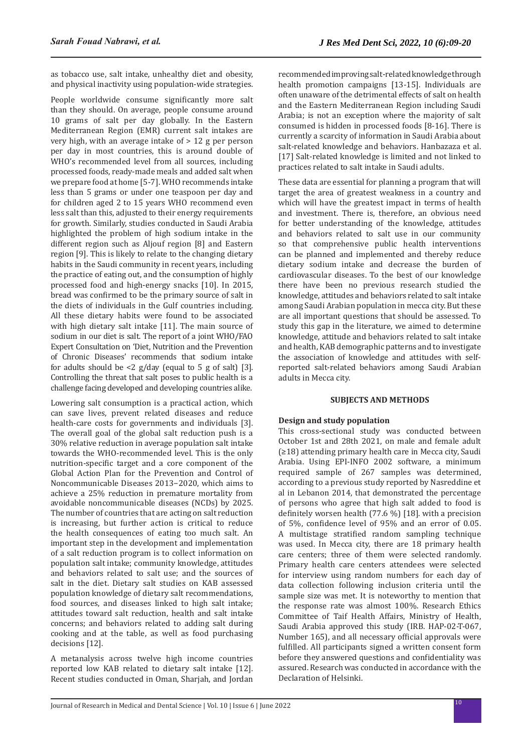as tobacco use, salt intake, unhealthy diet and obesity, and physical inactivity using population-wide strategies.

People worldwide consume significantly more salt than they should. On average, people consume around 10 grams of salt per day globally. In the Eastern Mediterranean Region (EMR) current salt intakes are very high, with an average intake of > 12 g per person per day in most countries, this is around double of WHO's recommended level from all sources, including processed foods, ready-made meals and added salt when we prepare food at home [5-7]. WHO recommends intake less than 5 grams or under one teaspoon per day and for children aged 2 to 15 years WHO recommend even less salt than this, adjusted to their energy requirements for growth. Similarly, studies conducted in Saudi Arabia highlighted the problem of high sodium intake in the different region such as Aljouf region [8] and Eastern region [9]. This is likely to relate to the changing dietary habits in the Saudi community in recent years, including the practice of eating out, and the consumption of highly processed food and high-energy snacks [10]. In 2015, bread was confirmed to be the primary source of salt in the diets of individuals in the Gulf countries including. All these dietary habits were found to be associated with high dietary salt intake [11]. The main source of sodium in our diet is salt. The report of a joint WHO/FAO Expert Consultation on 'Diet, Nutrition and the Prevention of Chronic Diseases' recommends that sodium intake for adults should be <2 g/day (equal to 5 g of salt) [3]. Controlling the threat that salt poses to public health is a challenge facing developed and developing countries alike.

Lowering salt consumption is a practical action, which can save lives, prevent related diseases and reduce health-care costs for governments and individuals [3]. The overall goal of the global salt reduction push is a 30% relative reduction in average population salt intake towards the WHO-recommended level. This is the only nutrition-specific target and a core component of the Global Action Plan for the Prevention and Control of Noncommunicable Diseases 2013–2020, which aims to achieve a 25% reduction in premature mortality from avoidable noncommunicable diseases (NCDs) by 2025. The number of countries that are acting on salt reduction is increasing, but further action is critical to reduce the health consequences of eating too much salt. An important step in the development and implementation of a salt reduction program is to collect information on population salt intake; community knowledge, attitudes and behaviors related to salt use; and the sources of salt in the diet. Dietary salt studies on KAB assessed population knowledge of dietary salt recommendations, food sources, and diseases linked to high salt intake; attitudes toward salt reduction, health and salt intake concerns; and behaviors related to adding salt during cooking and at the table, as well as food purchasing decisions [12].

A metanalysis across twelve high income countries reported low KAB related to dietary salt intake [12]. Recent studies conducted in Oman, Sharjah, and Jordan recommended improving salt-related knowledge through health promotion campaigns [13-15]. Individuals are often unaware of the detrimental effects of salt on health and the Eastern Mediterranean Region including Saudi Arabia; is not an exception where the majority of salt consumed is hidden in processed foods [8-16]. There is currently a scarcity of information in Saudi Arabia about salt-related knowledge and behaviors. Hanbazaza et al. [17] Salt-related knowledge is limited and not linked to practices related to salt intake in Saudi adults.

These data are essential for planning a program that will target the area of greatest weakness in a country and which will have the greatest impact in terms of health and investment. There is, therefore, an obvious need for better understanding of the knowledge, attitudes and behaviors related to salt use in our community so that comprehensive public health interventions can be planned and implemented and thereby reduce dietary sodium intake and decrease the burden of cardiovascular diseases. To the best of our knowledge there have been no previous research studied the knowledge, attitudes and behaviors related to salt intake among Saudi Arabian population in mecca city. But these are all important questions that should be assessed. To study this gap in the literature, we aimed to determine knowledge, attitude and behaviors related to salt intake and health, KAB demographic patterns and to investigate the association of knowledge and attitudes with self-reported salt-related behaviors among Saudi Arabian adults in Mecca city.

## SUBJECTS AND METHODS

### Design and study population

This cross-sectional study was conducted between October 1st and 28th 2021, on male and female adult (≥18) attending primary health care in Mecca city, Saudi Arabia. Using EPI-INFO 2002 software, a minimum required sample of 267 samples was determined, according to a previous study reported by Nasreddine et al in Lebanon 2014, that demonstrated the percentage of persons who agree that high salt added to food is definitely worsen health (77.6 %) [18]. with a precision of 5%, confidence level of 95% and an error of 0.05. A multistage stratified random sampling technique was used. In Mecca city, there are 18 primary health care centers; three of them were selected randomly. Primary health care centers attendees were selected for interview using random numbers for each day of data collection following inclusion criteria until the sample size was met. It is noteworthy to mention that the response rate was almost 100%. Research Ethics Committee of Taif Health Affairs, Ministry of Health, Saudi Arabia approved this study (IRB. HAP-02-T-067, Number 165), and all necessary official approvals were fulfilled. All participants signed a written consent form before they answered questions and confidentiality was assured. Research was conducted in accordance with the Declaration of Helsinki.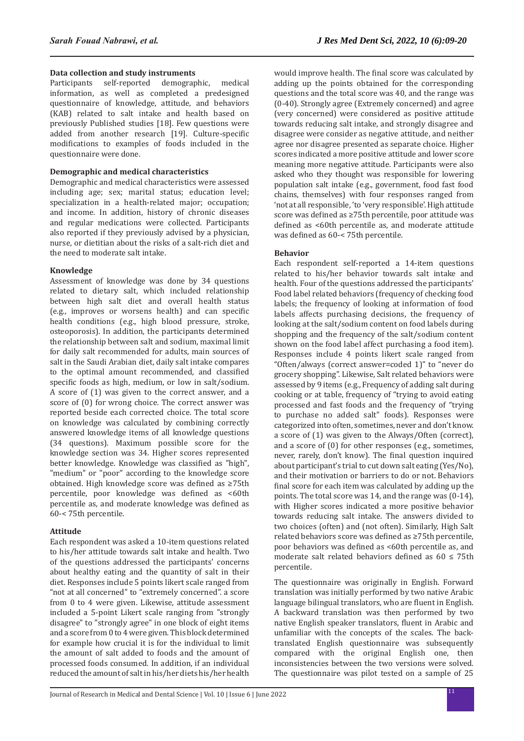### Data collection and study instruments

Participants self-reported demographic, medical information, as well as completed a predesigned questionnaire of knowledge, attitude, and behaviors (KAB) related to salt intake and health based on previously Published studies [18]. Few questions were added from another research [19]. Culture-specific modifications to examples of foods included in the questionnaire were done.

### Demographic and medical characteristics

Demographic and medical characteristics were assessed including age; sex; marital status; education level; specialization in a health-related major; occupation; and income. In addition, history of chronic diseases and regular medications were collected. Participants also reported if they previously advised by a physician, nurse, or dietitian about the risks of a salt-rich diet and the need to moderate salt intake.

### Knowledge

Assessment of knowledge was done by 34 questions related to dietary salt, which included relationship between high salt diet and overall health status (e.g., improves or worsens health) and can specific health conditions (e.g., high blood pressure, stroke, osteoporosis). In addition, the participants determined the relationship between salt and sodium, maximal limit for daily salt recommended for adults, main sources of salt in the Saudi Arabian diet, daily salt intake compares to the optimal amount recommended, and classified specific foods as high, medium, or low in salt/sodium. A score of (1) was given to the correct answer, and a score of (0) for wrong choice. The correct answer was reported beside each corrected choice. The total score on knowledge was calculated by combining correctly answered knowledge items of all knowledge questions (34 questions). Maximum possible score for the knowledge section was 34. Higher scores represented better knowledge. Knowledge was classified as "high", "medium" or "poor" according to the knowledge score obtained. High knowledge score was defined as ≥75th percentile, poor knowledge was defined as <60th percentile as, and moderate knowledge was defined as 60-< 75th percentile.

### Attitude

Each respondent was asked a 10-item questions related to his/her attitude towards salt intake and health. Two of the questions addressed the participants' concerns about healthy eating and the quantity of salt in their diet. Responses include 5 points likert scale ranged from "not at all concerned" to "extremely concerned". a score from 0 to 4 were given. Likewise, attitude assessment included a 5-point Likert scale ranging from "strongly disagree" to "strongly agree" in one block of eight items and a score from 0 to 4 were given. This block determined for example how crucial it is for the individual to limit the amount of salt added to foods and the amount of processed foods consumed. In addition, if an individual reduced the amount of salt in his/her diets his/her health would improve health. The final score was calculated by adding up the points obtained for the corresponding questions and the total score was 40, and the range was (0-40). Strongly agree (Extremely concerned) and agree (very concerned) were considered as positive attitude towards reducing salt intake, and strongly disagree and disagree were consider as negative attitude, and neither agree nor disagree presented as separate choice. Higher scores indicated a more positive attitude and lower score meaning more negative attitude. Participants were also asked who they thought was responsible for lowering population salt intake (e.g., government, food fast food chains, themselves) with four responses ranged from 'not at all responsible, 'to 'very responsible'. High attitude score was defined as ≥75th percentile, poor attitude was defined as <60th percentile as, and moderate attitude was defined as 60-< 75th percentile.

### Behavior

Each respondent self-reported a 14-item questions related to his/her behavior towards salt intake and health. Four of the questions addressed the participants' Food label related behaviors (frequency of checking food labels; the frequency of looking at information of food labels affects purchasing decisions, the frequency of looking at the salt/sodium content on food labels during shopping and the frequency of the salt/sodium content shown on the food label affect purchasing a food item). Responses include 4 points likert scale ranged from "Often/always (correct answer=coded 1)" to "never do grocery shopping". Likewise, Salt related behaviors were assessed by 9 items (e.g., Frequency of adding salt during cooking or at table, frequency of "trying to avoid eating processed and fast foods and the frequency of "trying to purchase no added salt" foods). Responses were categorized into often, sometimes, never and don't know. a score of (1) was given to the Always/Often (correct), and a score of (0) for other responses (e.g., sometimes, never, rarely, don't know). The final question inquired about participant's trial to cut down salt eating (Yes/No), and their motivation or barriers to do or not. Behaviors final score for each item was calculated by adding up the points. The total score was 14, and the range was (0-14), with Higher scores indicated a more positive behavior towards reducing salt intake. The answers divided to two choices (often) and (not often). Similarly, High Salt related behaviors score was defined as ≥75th percentile, poor behaviors was defined as <60th percentile as, and moderate salt related behaviors defined as 60 ≤ 75th percentile.

The questionnaire was originally in English. Forward translation was initially performed by two native Arabic language bilingual translators, who are fluent in English. A backward translation was then performed by two native English speaker translators, fluent in Arabic and unfamiliar with the concepts of the scales. The back-translated English questionnaire was subsequently compared with the original English one, then inconsistencies between the two versions were solved. The questionnaire was pilot tested on a sample of 25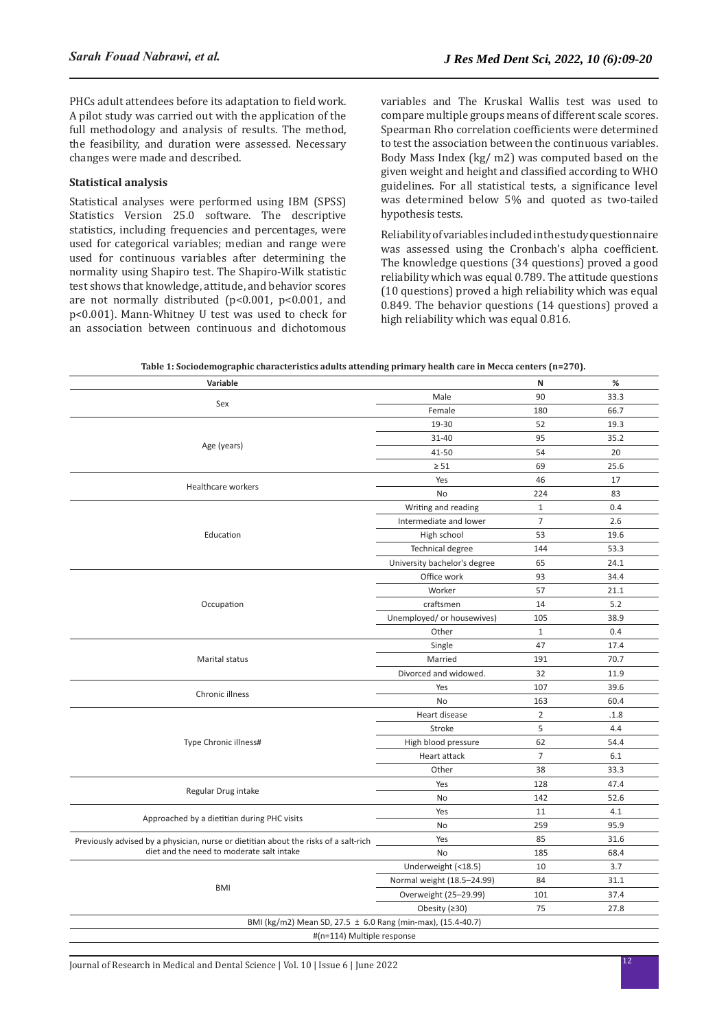PHCs adult attendees before its adaptation to field work. A pilot study was carried out with the application of the full methodology and analysis of results. The method, the feasibility, and duration were assessed. Necessary changes were made and described.

### Statistical analysis

Statistical analyses were performed using IBM (SPSS) Statistics Version 25.0 software. The descriptive statistics, including frequencies and percentages, were used for categorical variables; median and range were used for continuous variables after determining the normality using Shapiro test. The Shapiro-Wilk statistic test shows that knowledge, attitude, and behavior scores are not normally distributed ($p<0.001$, $p<0.001$, and $p<0.001$). Mann-Whitney U test was used to check for an association between continuous and dichotomous variables and The Kruskal Wallis test was used to compare multiple groups means of different scale scores. Spearman Rho correlation coefficients were determined to test the association between the continuous variables. Body Mass Index (kg/ m2) was computed based on the given weight and height and classified according to WHO guidelines. For all statistical tests, a significance level was determined below 5% and quoted as two-tailed hypothesis tests.

Reliability of variables included in the study questionnaire was assessed using the Cronbach's alpha coefficient. The knowledge questions (34 questions) proved a good reliability which was equal 0.789. The attitude questions (10 questions) proved a high reliability which was equal 0.849. The behavior questions (14 questions) proved a high reliability which was equal 0.816.

**Table 1: Sociodemographic characteristics adults attending primary health care in Mecca centers (n=270).**

| Variable | | N | % |
|---|---|---|---|
| Sex | Male | 90 | 33.3 |
| | Female | 180 | 66.7 |
| Age (years) | 19-30 | 52 | 19.3 |
| | 31-40 | 95 | 35.2 |
| | 41-50 | 54 | 20 |
| | ≥ 51 | 69 | 25.6 |
| Healthcare workers | Yes | 46 | 17 |
| | No | 224 | 83 |
| Education | Writing and reading | 1 | 0.4 |
| | Intermediate and lower | 7 | 2.6 |
| | High school | 53 | 19.6 |
| | Technical degree | 144 | 53.3 |
| | University bachelor's degree | 65 | 24.1 |
| Occupation | Office work | 93 | 34.4 |
| | Worker | 57 | 21.1 |
| | craftsmen | 14 | 5.2 |
| | Unemployed/ or housewives) | 105 | 38.9 |
| | Other | 1 | 0.4 |
| Marital status | Single | 47 | 17.4 |
| | Married | 191 | 70.7 |
| | Divorced and widowed. | 32 | 11.9 |
| Chronic illness | Yes | 107 | 39.6 |
| | No | 163 | 60.4 |
| Type Chronic illness# | Heart disease | 2 | .1.8 |
| | Stroke | 5 | 4.4 |
| | High blood pressure | 62 | 54.4 |
| | Heart attack | 7 | 6.1 |
| | Other | 38 | 33.3 |
| Regular Drug intake | Yes | 128 | 47.4 |
| | No | 142 | 52.6 |
| Approached by a dietitian during PHC visits | Yes | 11 | 4.1 |
| | No | 259 | 95.9 |
| Previously advised by a physician, nurse or dietitian about the risks of a salt-rich diet and the need to moderate salt intake | Yes | 85 | 31.6 |
| | No | 185 | 68.4 |
| BMI | Underweight (<18.5) | 10 | 3.7 |
| | Normal weight (18.5–24.99) | 84 | 31.1 |
| | Overweight (25–29.99) | 101 | 37.4 |
| | Obesity (≥30) | 75 | 27.8 |
| BMI (kg/m2) Mean SD, 27.5 ± 6.0 Rang (min-max), (15.4-40.7) | | | |
| #(n=114) Multiple response | | | |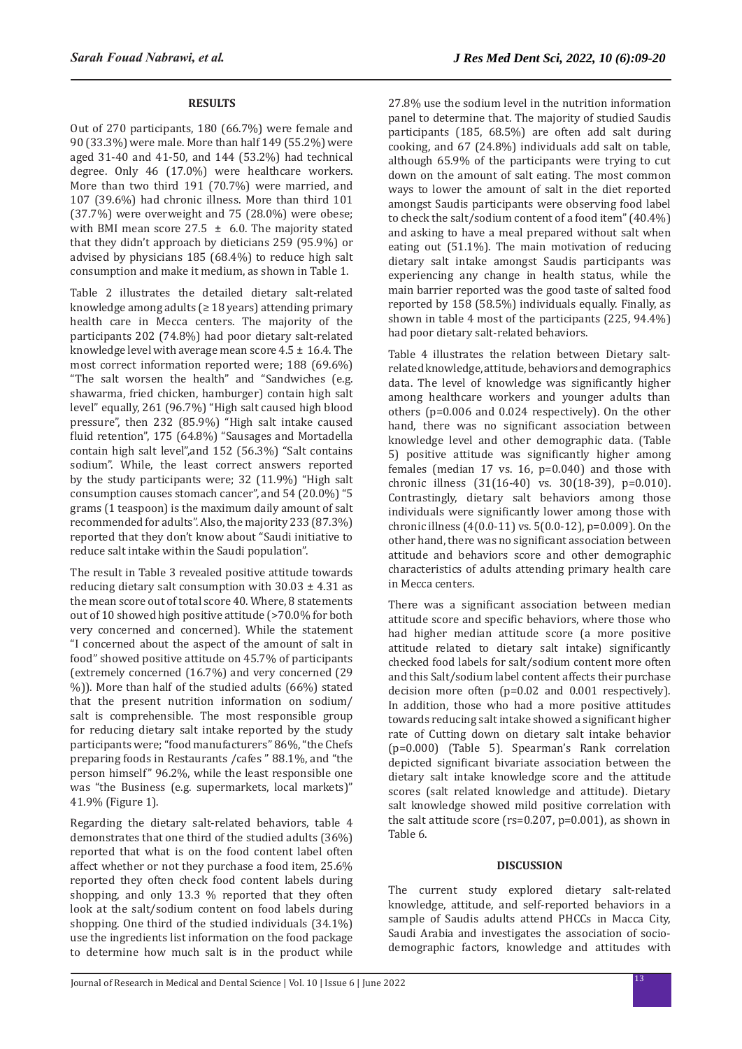## RESULTS

Out of 270 participants, 180 (66.7%) were female and 90 (33.3%) were male. More than half 149 (55.2%) were aged 31-40 and 41-50, and 144 (53.2%) had technical degree. Only 46 (17.0%) were healthcare workers. More than two third 191 (70.7%) were married, and 107 (39.6%) had chronic illness. More than third 101 (37.7%) were overweight and 75 (28.0%) were obese; with BMI mean score 27.5 ± 6.0. The majority stated that they didn't approach by dieticians 259 (95.9%) or advised by physicians 185 (68.4%) to reduce high salt consumption and make it medium, as shown in Table 1.

Table 2 illustrates the detailed dietary salt-related knowledge among adults (≥ 18 years) attending primary health care in Mecca centers. The majority of the participants 202 (74.8%) had poor dietary salt-related knowledge level with average mean score 4.5 ± 16.4. The most correct information reported were; 188 (69.6%) "The salt worsen the health" and "Sandwiches (e.g. shawarma, fried chicken, hamburger) contain high salt level" equally, 261 (96.7%) "High salt caused high blood pressure", then 232 (85.9%) "High salt intake caused fluid retention", 175 (64.8%) "Sausages and Mortadella contain high salt level",and 152 (56.3%) "Salt contains sodium". While, the least correct answers reported by the study participants were; 32 (11.9%) "High salt consumption causes stomach cancer", and 54 (20.0%) "5 grams (1 teaspoon) is the maximum daily amount of salt recommended for adults". Also, the majority 233 (87.3%) reported that they don't know about "Saudi initiative to reduce salt intake within the Saudi population".

The result in Table 3 revealed positive attitude towards reducing dietary salt consumption with 30.03 ± 4.31 as the mean score out of total score 40. Where, 8 statements out of 10 showed high positive attitude (>70.0% for both very concerned and concerned). While the statement "I concerned about the aspect of the amount of salt in food" showed positive attitude on 45.7% of participants (extremely concerned (16.7%) and very concerned (29 %)). More than half of the studied adults (66%) stated that the present nutrition information on sodium/ salt is comprehensible. The most responsible group for reducing dietary salt intake reported by the study participants were; "food manufacturers" 86%, "the Chefs preparing foods in Restaurants /cafes " 88.1%, and "the person himself" 96.2%, while the least responsible one was "the Business (e.g. supermarkets, local markets)" 41.9% (Figure 1).

Regarding the dietary salt-related behaviors, table 4 demonstrates that one third of the studied adults (36%) reported that what is on the food content label often affect whether or not they purchase a food item, 25.6% reported they often check food content labels during shopping, and only 13.3 % reported that they often look at the salt/sodium content on food labels during shopping. One third of the studied individuals (34.1%) use the ingredients list information on the food package to determine how much salt is in the product while 27.8% use the sodium level in the nutrition information panel to determine that. The majority of studied Saudis participants (185, 68.5%) are often add salt during cooking, and 67 (24.8%) individuals add salt on table, although 65.9% of the participants were trying to cut down on the amount of salt eating. The most common ways to lower the amount of salt in the diet reported amongst Saudis participants were observing food label to check the salt/sodium content of a food item" (40.4%) and asking to have a meal prepared without salt when eating out (51.1%). The main motivation of reducing dietary salt intake amongst Saudis participants was experiencing any change in health status, while the main barrier reported was the good taste of salted food reported by 158 (58.5%) individuals equally. Finally, as shown in table 4 most of the participants (225, 94.4%) had poor dietary salt-related behaviors.

Table 4 illustrates the relation between Dietary salt-related knowledge, attitude, behaviors and demographics data. The level of knowledge was significantly higher among healthcare workers and younger adults than others (p=0.006 and 0.024 respectively). On the other hand, there was no significant association between knowledge level and other demographic data. (Table 5) positive attitude was significantly higher among females (median 17 vs. 16, p=0.040) and those with chronic illness (31(16-40) vs. 30(18-39), p=0.010). Contrastingly, dietary salt behaviors among those individuals were significantly lower among those with chronic illness (4(0.0-11) vs. 5(0.0-12), p=0.009). On the other hand, there was no significant association between attitude and behaviors score and other demographic characteristics of adults attending primary health care in Mecca centers.

There was a significant association between median attitude score and specific behaviors, where those who had higher median attitude score (a more positive attitude related to dietary salt intake) significantly checked food labels for salt/sodium content more often and this Salt/sodium label content affects their purchase decision more often (p=0.02 and 0.001 respectively). In addition, those who had a more positive attitudes towards reducing salt intake showed a significant higher rate of Cutting down on dietary salt intake behavior (p=0.000) (Table 5). Spearman's Rank correlation depicted significant bivariate association between the dietary salt intake knowledge score and the attitude scores (salt related knowledge and attitude). Dietary salt knowledge showed mild positive correlation with the salt attitude score (rs=0.207, p=0.001), as shown in Table 6.

## DISCUSSION

The current study explored dietary salt-related knowledge, attitude, and self-reported behaviors in a sample of Saudis adults attend PHCCs in Macca City, Saudi Arabia and investigates the association of socio-demographic factors, knowledge and attitudes with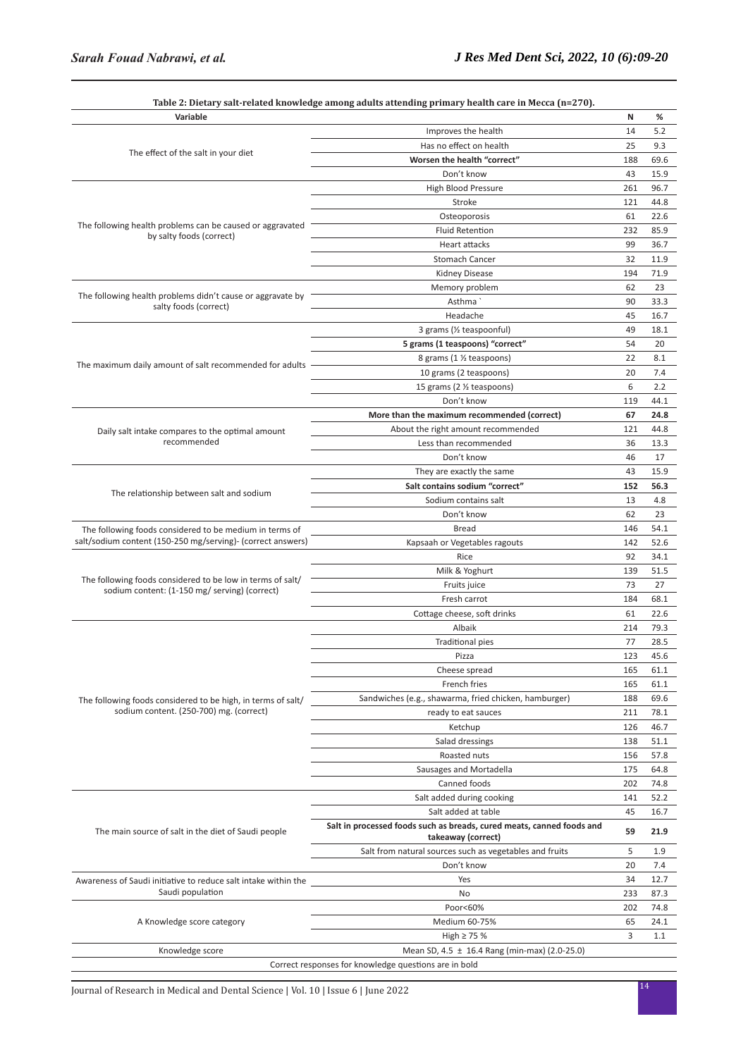**Table 2: Dietary salt-related knowledge among adults attending primary health care in Mecca (n=270).**

| Variable | | N | % |
|---|---|---|---|
| The effect of the salt in your diet | Improves the health | 14 | 5.2 |
| | Has no effect on health | 25 | 9.3 |
| | **Worsen the health "correct"** | 188 | 69.6 |
| | Don't know | 43 | 15.9 |
| The following health problems can be caused or aggravated by salty foods (correct) | High Blood Pressure | 261 | 96.7 |
| | Stroke | 121 | 44.8 |
| | Osteoporosis | 61 | 22.6 |
| | Fluid Retention | 232 | 85.9 |
| | Heart attacks | 99 | 36.7 |
| | Stomach Cancer | 32 | 11.9 |
| | Kidney Disease | 194 | 71.9 |
| The following health problems didn't cause or aggravate by salty foods (correct) | Memory problem | 62 | 23 |
| | Asthma ` | 90 | 33.3 |
| | Headache | 45 | 16.7 |
| The maximum daily amount of salt recommended for adults | 3 grams (½ teaspoonful) | 49 | 18.1 |
| | **5 grams (1 teaspoons) "correct"** | 54 | 20 |
| | 8 grams (1 ½ teaspoons) | 22 | 8.1 |
| | 10 grams (2 teaspoons) | 20 | 7.4 |
| | 15 grams (2 ½ teaspoons) | 6 | 2.2 |
| | Don't know | 119 | 44.1 |
| Daily salt intake compares to the optimal amount recommended | **More than the maximum recommended (correct)** | **67** | **24.8** |
| | About the right amount recommended | 121 | 44.8 |
| | Less than recommended | 36 | 13.3 |
| | Don't know | 46 | 17 |
| The relationship between salt and sodium | They are exactly the same | 43 | 15.9 |
| | **Salt contains sodium "correct"** | **152** | **56.3** |
| | Sodium contains salt | 13 | 4.8 |
| | Don't know | 62 | 23 |
| The following foods considered to be medium in terms of salt/sodium content (150-250 mg/serving)- (correct answers) | Bread | 146 | 54.1 |
| | Kapsaah or Vegetables ragouts | 142 | 52.6 |
| The following foods considered to be low in terms of salt/sodium content: (1-150 mg/ serving) (correct) | Rice | 92 | 34.1 |
| | Milk & Yoghurt | 139 | 51.5 |
| | Fruits juice | 73 | 27 |
| | Fresh carrot | 184 | 68.1 |
| | Cottage cheese, soft drinks | 61 | 22.6 |
| The following foods considered to be high, in terms of salt/sodium content. (250-700) mg. (correct) | Albaik | 214 | 79.3 |
| | Traditional pies | 77 | 28.5 |
| | Pizza | 123 | 45.6 |
| | Cheese spread | 165 | 61.1 |
| | French fries | 165 | 61.1 |
| | Sandwiches (e.g., shawarma, fried chicken, hamburger) | 188 | 69.6 |
| | ready to eat sauces | 211 | 78.1 |
| | Ketchup | 126 | 46.7 |
| | Salad dressings | 138 | 51.1 |
| | Roasted nuts | 156 | 57.8 |
| | Sausages and Mortadella | 175 | 64.8 |
| | Canned foods | 202 | 74.8 |
| The main source of salt in the diet of Saudi people | Salt added during cooking | 141 | 52.2 |
| | Salt added at table | 45 | 16.7 |
| | **Salt in processed foods such as breads, cured meats, canned foods and takeaway (correct)** | **59** | **21.9** |
| | Salt from natural sources such as vegetables and fruits | 5 | 1.9 |
| | Don't know | 20 | 7.4 |
| Awareness of Saudi initiative to reduce salt intake within the Saudi population | Yes | 34 | 12.7 |
| | No | 233 | 87.3 |
| A Knowledge score category | Poor<60% | 202 | 74.8 |
| | Medium 60-75% | 65 | 24.1 |
| | High ≥ 75 % | 3 | 1.1 |
| Knowledge score | Mean SD, 4.5 ± 16.4 Rang (min-max) (2.0-25.0) | | |

Correct responses for knowledge questions are in bold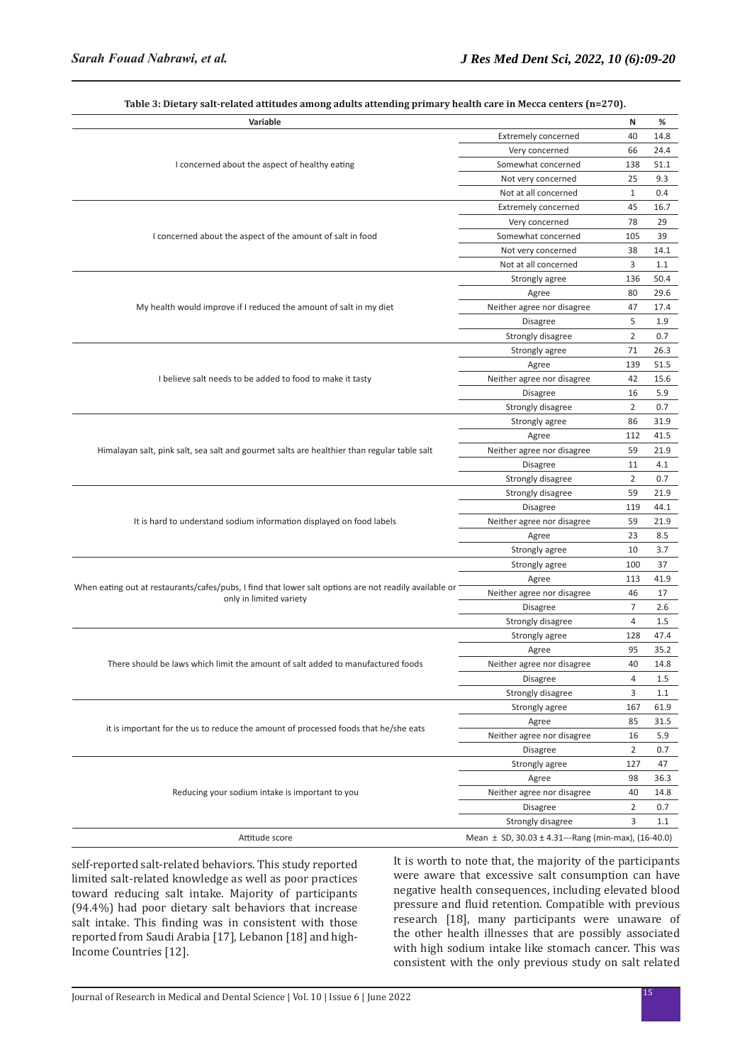**Table 3: Dietary salt-related attitudes among adults attending primary health care in Mecca centers (n=270).**

| Variable | | N | % |
|---|---|---|---|
| I concerned about the aspect of healthy eating | Extremely concerned | 40 | 14.8 |
| | Very concerned | 66 | 24.4 |
| | Somewhat concerned | 138 | 51.1 |
| | Not very concerned | 25 | 9.3 |
| | Not at all concerned | 1 | 0.4 |
| I concerned about the aspect of the amount of salt in food | Extremely concerned | 45 | 16.7 |
| | Very concerned | 78 | 29 |
| | Somewhat concerned | 105 | 39 |
| | Not very concerned | 38 | 14.1 |
| | Not at all concerned | 3 | 1.1 |
| My health would improve if I reduced the amount of salt in my diet | Strongly agree | 136 | 50.4 |
| | Agree | 80 | 29.6 |
| | Neither agree nor disagree | 47 | 17.4 |
| | Disagree | 5 | 1.9 |
| | Strongly disagree | 2 | 0.7 |
| I believe salt needs to be added to food to make it tasty | Strongly agree | 71 | 26.3 |
| | Agree | 139 | 51.5 |
| | Neither agree nor disagree | 42 | 15.6 |
| | Disagree | 16 | 5.9 |
| | Strongly disagree | 2 | 0.7 |
| Himalayan salt, pink salt, sea salt and gourmet salts are healthier than regular table salt | Strongly agree | 86 | 31.9 |
| | Agree | 112 | 41.5 |
| | Neither agree nor disagree | 59 | 21.9 |
| | Disagree | 11 | 4.1 |
| | Strongly disagree | 2 | 0.7 |
| It is hard to understand sodium information displayed on food labels | Strongly disagree | 59 | 21.9 |
| | Disagree | 119 | 44.1 |
| | Neither agree nor disagree | 59 | 21.9 |
| | Agree | 23 | 8.5 |
| | Strongly agree | 10 | 3.7 |
| When eating out at restaurants/cafes/pubs, I find that lower salt options are not readily available or only in limited variety | Strongly agree | 100 | 37 |
| | Agree | 113 | 41.9 |
| | Neither agree nor disagree | 46 | 17 |
| | Disagree | 7 | 2.6 |
| | Strongly disagree | 4 | 1.5 |
| There should be laws which limit the amount of salt added to manufactured foods | Strongly agree | 128 | 47.4 |
| | Agree | 95 | 35.2 |
| | Neither agree nor disagree | 40 | 14.8 |
| | Disagree | 4 | 1.5 |
| | Strongly disagree | 3 | 1.1 |
| it is important for the us to reduce the amount of processed foods that he/she eats | Strongly agree | 167 | 61.9 |
| | Agree | 85 | 31.5 |
| | Neither agree nor disagree | 16 | 5.9 |
| | Disagree | 2 | 0.7 |
| Reducing your sodium intake is important to you | Strongly agree | 127 | 47 |
| | Agree | 98 | 36.3 |
| | Neither agree nor disagree | 40 | 14.8 |
| | Disagree | 2 | 0.7 |
| | Strongly disagree | 3 | 1.1 |
| Attitude score | Mean ± SD, 30.03 ± 4.31---Rang (min-max), (16-40.0) | | |

self-reported salt-related behaviors. This study reported limited salt-related knowledge as well as poor practices toward reducing salt intake. Majority of participants (94.4%) had poor dietary salt behaviors that increase salt intake. This finding was in consistent with those reported from Saudi Arabia [17], Lebanon [18] and high-Income Countries [12].

It is worth to note that, the majority of the participants were aware that excessive salt consumption can have negative health consequences, including elevated blood pressure and fluid retention. Compatible with previous research [18], many participants were unaware of the other health illnesses that are possibly associated with high sodium intake like stomach cancer. This was consistent with the only previous study on salt related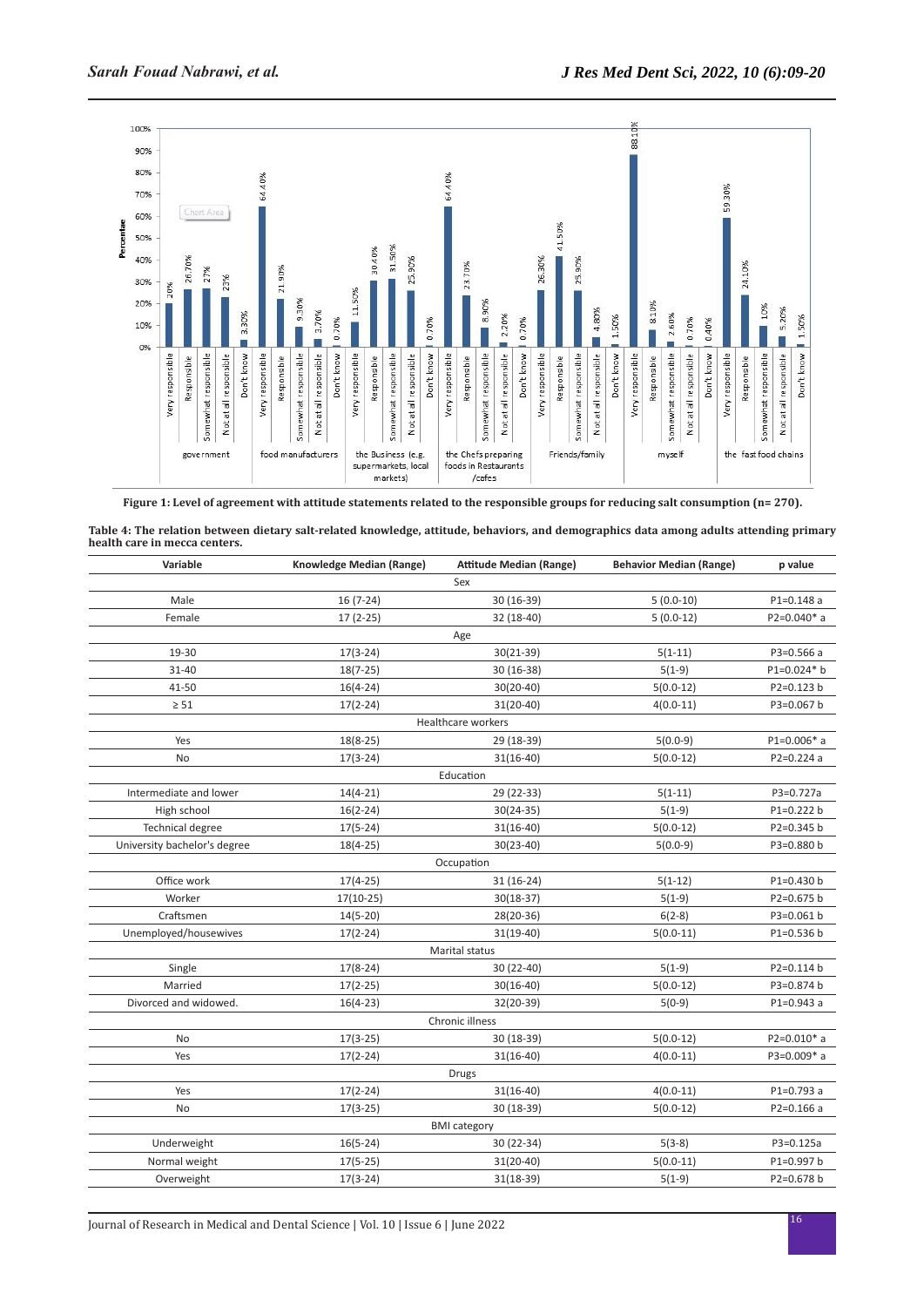Figure 1: Level of agreement with attitude statements related to the responsible groups for reducing salt consumption (n= 270).

**Table 4: The relation between dietary salt-related knowledge, attitude, behaviors, and demographics data among adults attending primary health care in mecca centers.**

| Variable | Knowledge Median (Range) | Attitude Median (Range) | Behavior Median (Range) | p value |
|---|---|---|---|---|
| | | Sex | | |
| Male | 16 (7-24) | 30 (16-39) | 5 (0.0-10) | P1=0.148 a |
| Female | 17 (2-25) | 32 (18-40) | 5 (0.0-12) | P2=0.040* a |
| | | Age | | |
| 19-30 | 17(3-24) | 30(21-39) | 5(1-11) | P3=0.566 a |
| 31-40 | 18(7-25) | 30 (16-38) | 5(1-9) | P1=0.024* b |
| 41-50 | 16(4-24) | 30(20-40) | 5(0.0-12) | P2=0.123 b |
| ≥ 51 | 17(2-24) | 31(20-40) | 4(0.0-11) | P3=0.067 b |
| | | Healthcare workers | | |
| Yes | 18(8-25) | 29 (18-39) | 5(0.0-9) | P1=0.006* a |
| No | 17(3-24) | 31(16-40) | 5(0.0-12) | P2=0.224 a |
| | | Education | | |
| Intermediate and lower | 14(4-21) | 29 (22-33) | 5(1-11) | P3=0.727a |
| High school | 16(2-24) | 30(24-35) | 5(1-9) | P1=0.222 b |
| Technical degree | 17(5-24) | 31(16-40) | 5(0.0-12) | P2=0.345 b |
| University bachelor's degree | 18(4-25) | 30(23-40) | 5(0.0-9) | P3=0.880 b |
| | | Occupation | | |
| Office work | 17(4-25) | 31 (16-24) | 5(1-12) | P1=0.430 b |
| Worker | 17(10-25) | 30(18-37) | 5(1-9) | P2=0.675 b |
| Craftsmen | 14(5-20) | 28(20-36) | 6(2-8) | P3=0.061 b |
| Unemployed/housewives | 17(2-24) | 31(19-40) | 5(0.0-11) | P1=0.536 b |
| | | Marital status | | |
| Single | 17(8-24) | 30 (22-40) | 5(1-9) | P2=0.114 b |
| Married | 17(2-25) | 30(16-40) | 5(0.0-12) | P3=0.874 b |
| Divorced and widowed. | 16(4-23) | 32(20-39) | 5(0-9) | P1=0.943 a |
| | | Chronic illness | | |
| No | 17(3-25) | 30 (18-39) | 5(0.0-12) | P2=0.010* a |
| Yes | 17(2-24) | 31(16-40) | 4(0.0-11) | P3=0.009* a |
| | | Drugs | | |
| Yes | 17(2-24) | 31(16-40) | 4(0.0-11) | P1=0.793 a |
| No | 17(3-25) | 30 (18-39) | 5(0.0-12) | P2=0.166 a |
| | | BMI category | | |
| Underweight | 16(5-24) | 30 (22-34) | 5(3-8) | P3=0.125a |
| Normal weight | 17(5-25) | 31(20-40) | 5(0.0-11) | P1=0.997 b |
| Overweight | 17(3-24) | 31(18-39) | 5(1-9) | P2=0.678 b |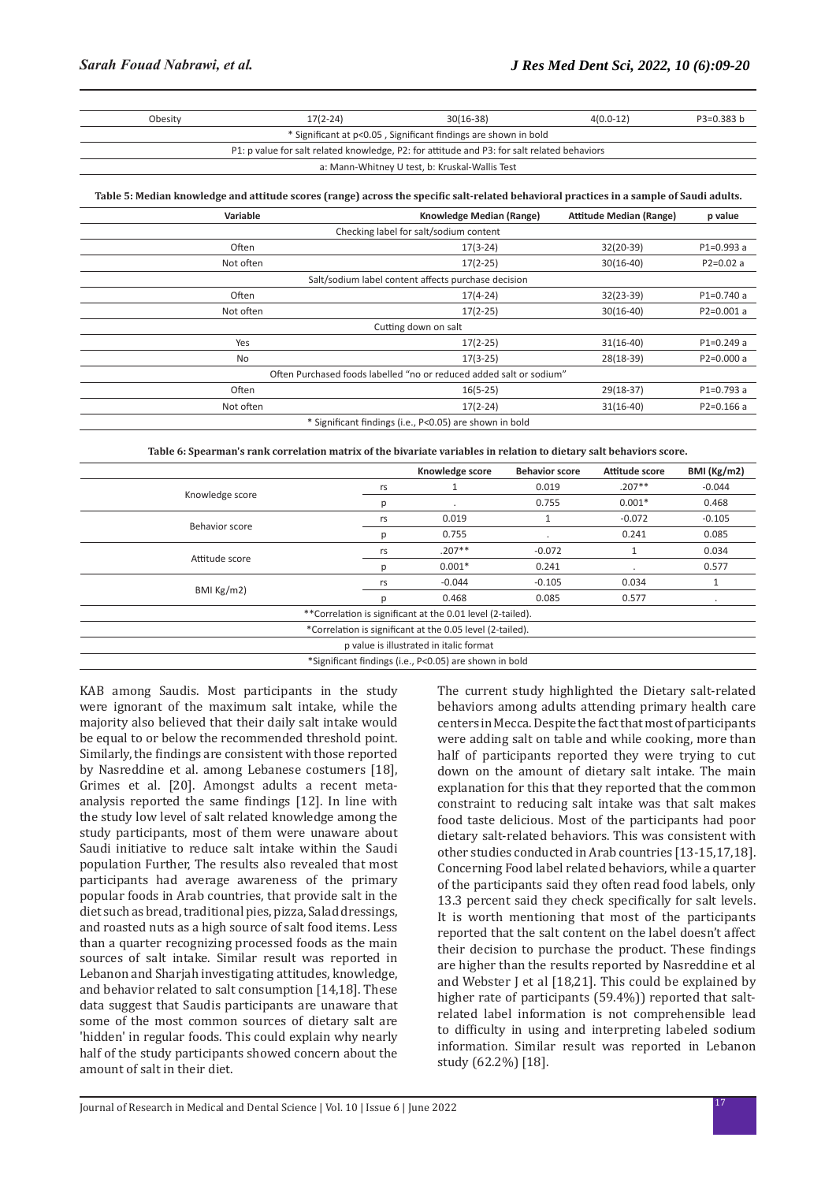| Obesity | 17(2-24) | 30(16-38) | 4(0.0-12) | P3=0.383 b |
|---|---|---|---|---|
| * Significant at p<0.05 , Significant findings are shown in bold | | | | |
| P1: p value for salt related knowledge, P2: for attitude and P3: for salt related behaviors | | | | |
| a: Mann-Whitney U test, b: Kruskal-Wallis Test | | | | |

**Table 5: Median knowledge and attitude scores (range) across the specific salt-related behavioral practices in a sample of Saudi adults.**

| Variable | Knowledge Median (Range) | Attitude Median (Range) | p value |
|---|---|---|---|
| Checking label for salt/sodium content | | | |
| Often | 17(3-24) | 32(20-39) | P1=0.993 a |
| Not often | 17(2-25) | 30(16-40) | P2=0.02 a |
| Salt/sodium label content affects purchase decision | | | |
| Often | 17(4-24) | 32(23-39) | P1=0.740 a |
| Not often | 17(2-25) | 30(16-40) | P2=0.001 a |
| Cutting down on salt | | | |
| Yes | 17(2-25) | 31(16-40) | P1=0.249 a |
| No | 17(3-25) | 28(18-39) | P2=0.000 a |
| Often Purchased foods labelled "no or reduced added salt or sodium" | | | |
| Often | 16(5-25) | 29(18-37) | P1=0.793 a |
| Not often | 17(2-24) | 31(16-40) | P2=0.166 a |
| * Significant findings (i.e., P<0.05) are shown in bold | | | |

**Table 6: Spearman's rank correlation matrix of the bivariate variables in relation to dietary salt behaviors score.**

| | | Knowledge score | Behavior score | Attitude score | BMI (Kg/m2) |
|---|---|---|---|---|---|
| Knowledge score | rs | 1 | 0.019 | .207** | -0.044 |
| | p | . | 0.755 | 0.001* | 0.468 |
| Behavior score | rs | 0.019 | 1 | -0.072 | -0.105 |
| | p | 0.755 | . | 0.241 | 0.085 |
| Attitude score | rs | .207** | -0.072 | 1 | 0.034 |
| | p | 0.001* | 0.241 | . | 0.577 |
| BMI Kg/m2) | rs | -0.044 | -0.105 | 0.034 | 1 |
| | p | 0.468 | 0.085 | 0.577 | . |
| **Correlation is significant at the 0.01 level (2-tailed). | | | | | |
| *Correlation is significant at the 0.05 level (2-tailed). | | | | | |
| p value is illustrated in italic format | | | | | |
| *Significant findings (i.e., P<0.05) are shown in bold | | | | | |

KAB among Saudis. Most participants in the study were ignorant of the maximum salt intake, while the majority also believed that their daily salt intake would be equal to or below the recommended threshold point. Similarly, the findings are consistent with those reported by Nasreddine et al. among Lebanese costumers [18], Grimes et al. [20]. Amongst adults a recent meta-analysis reported the same findings [12]. In line with the study low level of salt related knowledge among the study participants, most of them were unaware about Saudi initiative to reduce salt intake within the Saudi population Further, The results also revealed that most participants had average awareness of the primary popular foods in Arab countries, that provide salt in the diet such as bread, traditional pies, pizza, Salad dressings, and roasted nuts as a high source of salt food items. Less than a quarter recognizing processed foods as the main sources of salt intake. Similar result was reported in Lebanon and Sharjah investigating attitudes, knowledge, and behavior related to salt consumption [14,18]. These data suggest that Saudis participants are unaware that some of the most common sources of dietary salt are 'hidden' in regular foods. This could explain why nearly half of the study participants showed concern about the amount of salt in their diet.

The current study highlighted the Dietary salt-related behaviors among adults attending primary health care centers in Mecca. Despite the fact that most of participants were adding salt on table and while cooking, more than half of participants reported they were trying to cut down on the amount of dietary salt intake. The main explanation for this that they reported that the common constraint to reducing salt intake was that salt makes food taste delicious. Most of the participants had poor dietary salt-related behaviors. This was consistent with other studies conducted in Arab countries [13-15,17,18]. Concerning Food label related behaviors, while a quarter of the participants said they often read food labels, only 13.3 percent said they check specifically for salt levels. It is worth mentioning that most of the participants reported that the salt content on the label doesn't affect their decision to purchase the product. These findings are higher than the results reported by Nasreddine et al and Webster J et al [18,21]. This could be explained by higher rate of participants (59.4%)) reported that salt-related label information is not comprehensible lead to difficulty in using and interpreting labeled sodium information. Similar result was reported in Lebanon study (62.2%) [18].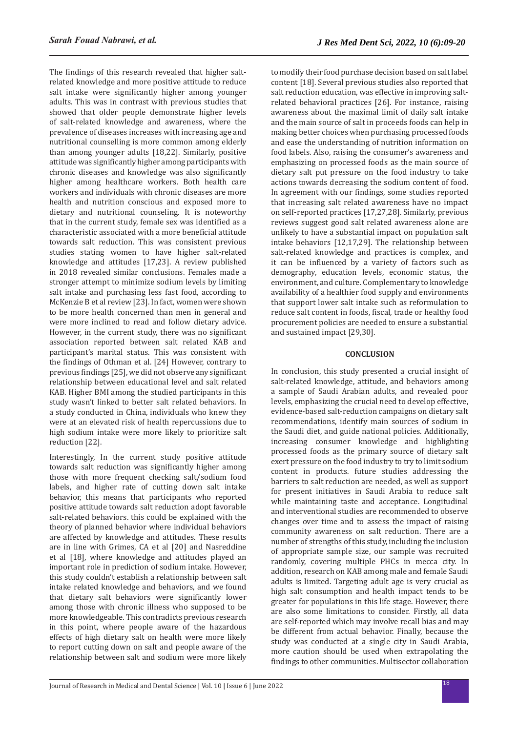The findings of this research revealed that higher salt-related knowledge and more positive attitude to reduce salt intake were significantly higher among younger adults. This was in contrast with previous studies that showed that older people demonstrate higher levels of salt-related knowledge and awareness, where the prevalence of diseases increases with increasing age and nutritional counselling is more common among elderly than among younger adults [18,22]. Similarly, positive attitude was significantly higher among participants with chronic diseases and knowledge was also significantly higher among healthcare workers. Both health care workers and individuals with chronic diseases are more health and nutrition conscious and exposed more to dietary and nutritional counseling. It is noteworthy that in the current study, female sex was identified as a characteristic associated with a more beneficial attitude towards salt reduction. This was consistent previous studies stating women to have higher salt-related knowledge and attitudes [17,23]. A review published in 2018 revealed similar conclusions. Females made a stronger attempt to minimize sodium levels by limiting salt intake and purchasing less fast food, according to McKenzie B et al review [23]. In fact, women were shown to be more health concerned than men in general and were more inclined to read and follow dietary advice. However, in the current study, there was no significant association reported between salt related KAB and participant's marital status. This was consistent with the findings of Othman et al. [24] However, contrary to previous findings [25], we did not observe any significant relationship between educational level and salt related KAB. Higher BMI among the studied participants in this study wasn't linked to better salt related behaviors. In a study conducted in China, individuals who knew they were at an elevated risk of health repercussions due to high sodium intake were more likely to prioritize salt reduction [22].

Interestingly, In the current study positive attitude towards salt reduction was significantly higher among those with more frequent checking salt/sodium food labels, and higher rate of cutting down salt intake behavior, this means that participants who reported positive attitude towards salt reduction adopt favorable salt-related behaviors. this could be explained with the theory of planned behavior where individual behaviors are affected by knowledge and attitudes. These results are in line with Grimes, CA et al [20] and Nasreddine et al [18], where knowledge and attitudes played an important role in prediction of sodium intake. However, this study couldn't establish a relationship between salt intake related knowledge and behaviors, and we found that dietary salt behaviors were significantly lower among those with chronic illness who supposed to be more knowledgeable. This contradicts previous research in this point, where people aware of the hazardous effects of high dietary salt on health were more likely to report cutting down on salt and people aware of the relationship between salt and sodium were more likely to modify their food purchase decision based on salt label content [18]. Several previous studies also reported that salt reduction education, was effective in improving salt-related behavioral practices [26]. For instance, raising awareness about the maximal limit of daily salt intake and the main source of salt in proceeds foods can help in making better choices when purchasing processed foods and ease the understanding of nutrition information on food labels. Also, raising the consumer's awareness and emphasizing on processed foods as the main source of dietary salt put pressure on the food industry to take actions towards decreasing the sodium content of food. In agreement with our findings, some studies reported that increasing salt related awareness have no impact on self-reported practices [17,27,28]. Similarly, previous reviews suggest good salt related awareness alone are unlikely to have a substantial impact on population salt intake behaviors [12,17,29]. The relationship between salt-related knowledge and practices is complex, and it can be influenced by a variety of factors such as demography, education levels, economic status, the environment, and culture. Complementary to knowledge availability of a healthier food supply and environments that support lower salt intake such as reformulation to reduce salt content in foods, fiscal, trade or healthy food procurement policies are needed to ensure a substantial and sustained impact [29,30].

## CONCLUSION

In conclusion, this study presented a crucial insight of salt-related knowledge, attitude, and behaviors among a sample of Saudi Arabian adults, and revealed poor levels, emphasizing the crucial need to develop effective, evidence-based salt-reduction campaigns on dietary salt recommendations, identify main sources of sodium in the Saudi diet, and guide national policies. Additionally, increasing consumer knowledge and highlighting processed foods as the primary source of dietary salt exert pressure on the food industry to try to limit sodium content in products. future studies addressing the barriers to salt reduction are needed, as well as support for present initiatives in Saudi Arabia to reduce salt while maintaining taste and acceptance. Longitudinal and interventional studies are recommended to observe changes over time and to assess the impact of raising community awareness on salt reduction. There are a number of strengths of this study, including the inclusion of appropriate sample size, our sample was recruited randomly, covering multiple PHCs in mecca city. In addition, research on KAB among male and female Saudi adults is limited. Targeting adult age is very crucial as high salt consumption and health impact tends to be greater for populations in this life stage. However, there are also some limitations to consider. Firstly, all data are self-reported which may involve recall bias and may be different from actual behavior. Finally, because the study was conducted at a single city in Saudi Arabia, more caution should be used when extrapolating the findings to other communities. Multisector collaboration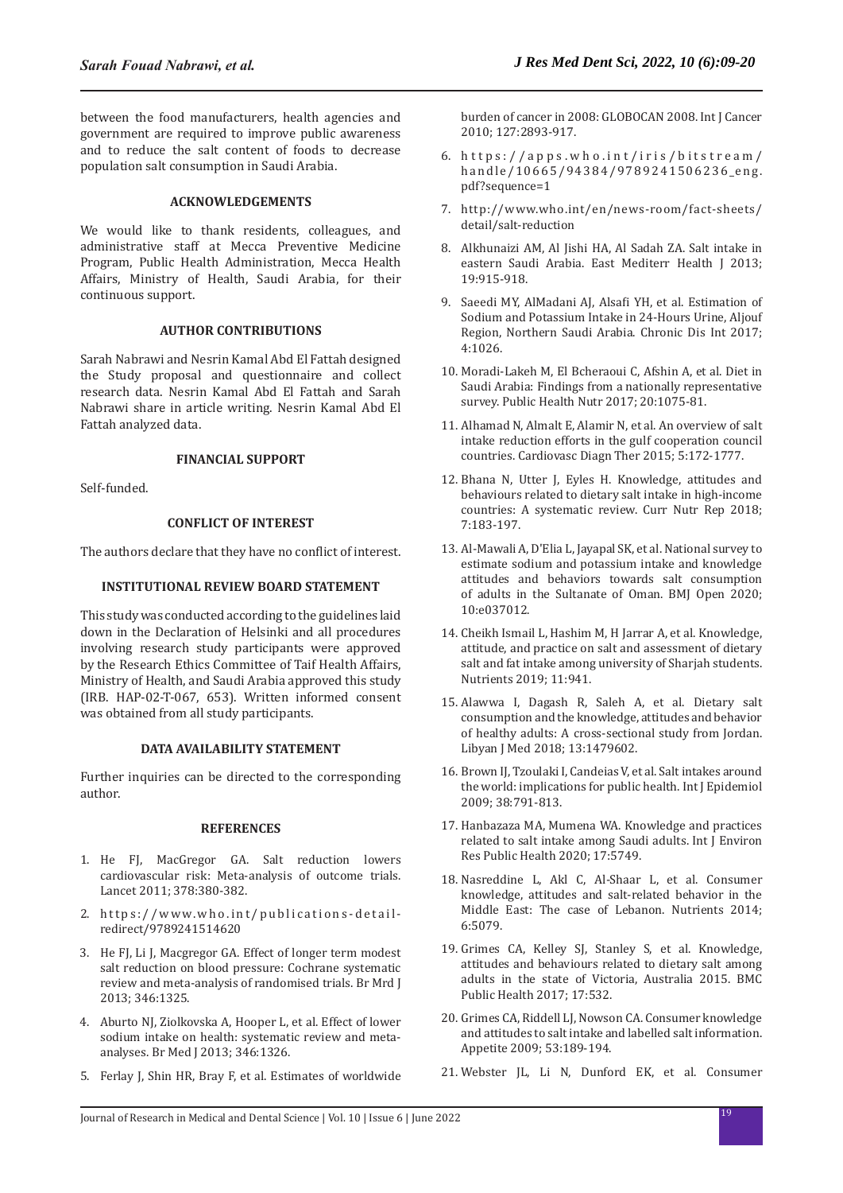between the food manufacturers, health agencies and government are required to improve public awareness and to reduce the salt content of foods to decrease population salt consumption in Saudi Arabia.

## ACKNOWLEDGEMENTS

We would like to thank residents, colleagues, and administrative staff at Mecca Preventive Medicine Program, Public Health Administration, Mecca Health Affairs, Ministry of Health, Saudi Arabia, for their continuous support.

## AUTHOR CONTRIBUTIONS

Sarah Nabrawi and Nesrin Kamal Abd El Fattah designed the Study proposal and questionnaire and collect research data. Nesrin Kamal Abd El Fattah and Sarah Nabrawi share in article writing. Nesrin Kamal Abd El Fattah analyzed data.

## FINANCIAL SUPPORT

Self-funded.

## CONFLICT OF INTEREST

The authors declare that they have no conflict of interest.

## INSTITUTIONAL REVIEW BOARD STATEMENT

This study was conducted according to the guidelines laid down in the Declaration of Helsinki and all procedures involving research study participants were approved by the Research Ethics Committee of Taif Health Affairs, Ministry of Health, and Saudi Arabia approved this study (IRB. HAP-02-T-067, 653). Written informed consent was obtained from all study participants.

## DATA AVAILABILITY STATEMENT

Further inquiries can be directed to the corresponding author.

## REFERENCES

1. He FJ, MacGregor GA. Salt reduction lowers cardiovascular risk: Meta-analysis of outcome trials. Lancet 2011; 378:380-382.
2. https://www.who.int/publications-detail-redirect/9789241514620
3. He FJ, Li J, Macgregor GA. Effect of longer term modest salt reduction on blood pressure: Cochrane systematic review and meta-analysis of randomised trials. Br Mrd J 2013; 346:1325.
4. Aburto NJ, Ziolkovska A, Hooper L, et al. Effect of lower sodium intake on health: systematic review and meta-analyses. Br Med J 2013; 346:1326.
5. Ferlay J, Shin HR, Bray F, et al. Estimates of worldwide burden of cancer in 2008: GLOBOCAN 2008. Int J Cancer 2010; 127:2893-917.
6. https://apps.who.int/iris/bitstream/handle/10665/94384/9789241506236_eng.pdf?sequence=1
7. http://www.who.int/en/news-room/fact-sheets/detail/salt-reduction
8. Alkhunaizi AM, Al Jishi HA, Al Sadah ZA. Salt intake in eastern Saudi Arabia. East Mediterr Health J 2013; 19:915-918.
9. Saeedi MY, AlMadani AJ, Alsafi YH, et al. Estimation of Sodium and Potassium Intake in 24-Hours Urine, Aljouf Region, Northern Saudi Arabia. Chronic Dis Int 2017; 4:1026.
10. Moradi-Lakeh M, El Bcheraoui C, Afshin A, et al. Diet in Saudi Arabia: Findings from a nationally representative survey. Public Health Nutr 2017; 20:1075-81.
11. Alhamad N, Almalt E, Alamir N, et al. An overview of salt intake reduction efforts in the gulf cooperation council countries. Cardiovasc Diagn Ther 2015; 5:172-1777.
12. Bhana N, Utter J, Eyles H. Knowledge, attitudes and behaviours related to dietary salt intake in high-income countries: A systematic review. Curr Nutr Rep 2018; 7:183-197.
13. Al-Mawali A, D'Elia L, Jayapal SK, et al. National survey to estimate sodium and potassium intake and knowledge attitudes and behaviors towards salt consumption of adults in the Sultanate of Oman. BMJ Open 2020; 10:e037012.
14. Cheikh Ismail L, Hashim M, H Jarrar A, et al. Knowledge, attitude, and practice on salt and assessment of dietary salt and fat intake among university of Sharjah students. Nutrients 2019; 11:941.
15. Alawwa I, Dagash R, Saleh A, et al. Dietary salt consumption and the knowledge, attitudes and behavior of healthy adults: A cross-sectional study from Jordan. Libyan J Med 2018; 13:1479602.
16. Brown IJ, Tzoulaki I, Candeias V, et al. Salt intakes around the world: implications for public health. Int J Epidemiol 2009; 38:791-813.
17. Hanbazaza MA, Mumena WA. Knowledge and practices related to salt intake among Saudi adults. Int J Environ Res Public Health 2020; 17:5749.
18. Nasreddine L, Akl C, Al-Shaar L, et al. Consumer knowledge, attitudes and salt-related behavior in the Middle East: The case of Lebanon. Nutrients 2014; 6:5079.
19. Grimes CA, Kelley SJ, Stanley S, et al. Knowledge, attitudes and behaviours related to dietary salt among adults in the state of Victoria, Australia 2015. BMC Public Health 2017; 17:532.
20. Grimes CA, Riddell LJ, Nowson CA. Consumer knowledge and attitudes to salt intake and labelled salt information. Appetite 2009; 53:189-194.
21. Webster JL, Li N, Dunford EK, et al. Consumer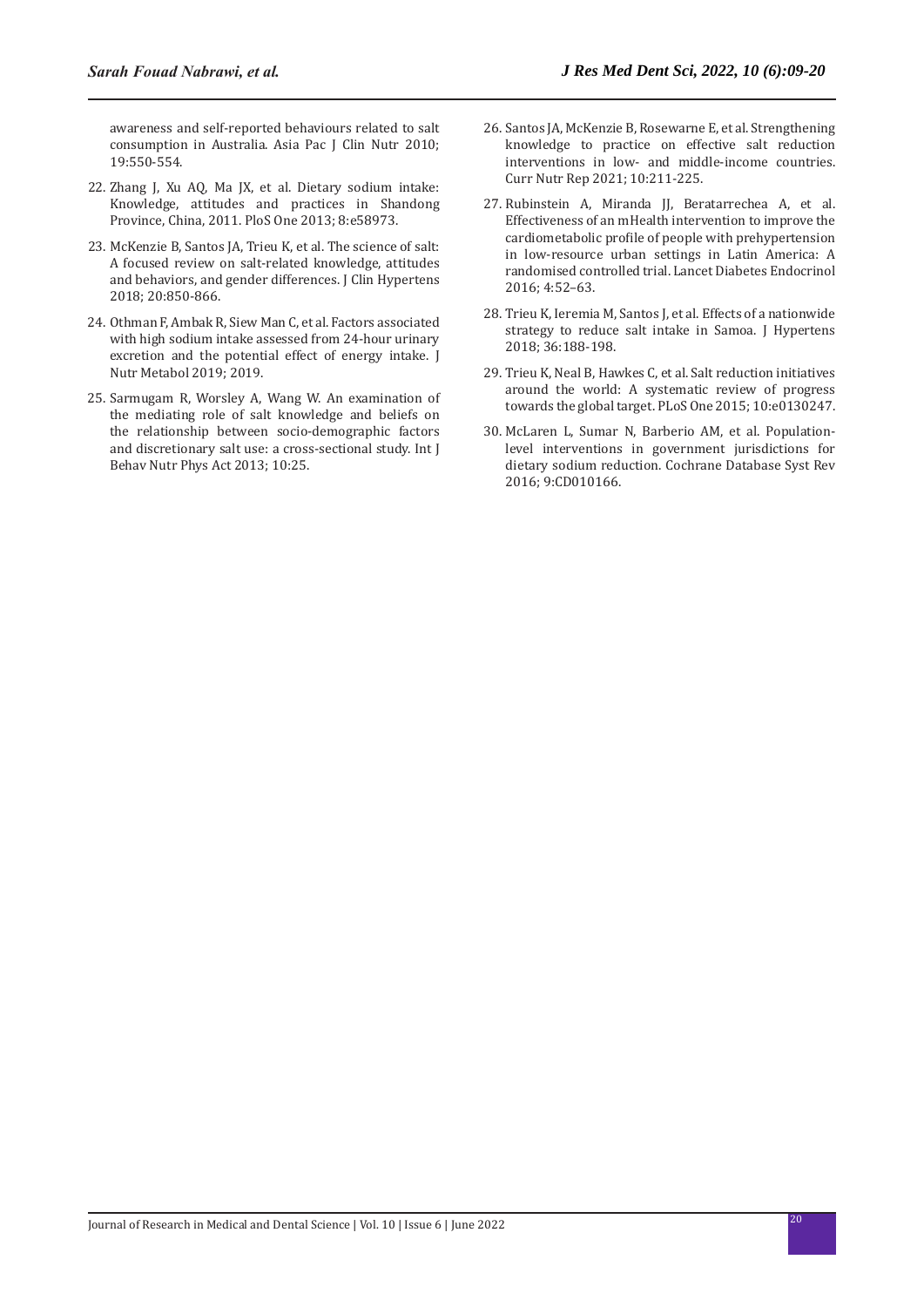awareness and self-reported behaviours related to salt consumption in Australia. Asia Pac J Clin Nutr 2010; 19:550-554.

22. Zhang J, Xu AQ, Ma JX, et al. Dietary sodium intake: Knowledge, attitudes and practices in Shandong Province, China, 2011. PloS One 2013; 8:e58973.

23. McKenzie B, Santos JA, Trieu K, et al. The science of salt: A focused review on salt-related knowledge, attitudes and behaviors, and gender differences. J Clin Hypertens 2018; 20:850-866.

24. Othman F, Ambak R, Siew Man C, et al. Factors associated with high sodium intake assessed from 24-hour urinary excretion and the potential effect of energy intake. J Nutr Metabol 2019; 2019.

25. Sarmugam R, Worsley A, Wang W. An examination of the mediating role of salt knowledge and beliefs on the relationship between socio-demographic factors and discretionary salt use: a cross-sectional study. Int J Behav Nutr Phys Act 2013; 10:25.

26. Santos JA, McKenzie B, Rosewarne E, et al. Strengthening knowledge to practice on effective salt reduction interventions in low- and middle-income countries. Curr Nutr Rep 2021; 10:211-225.

27. Rubinstein A, Miranda JJ, Beratarrechea A, et al. Effectiveness of an mHealth intervention to improve the cardiometabolic profile of people with prehypertension in low-resource urban settings in Latin America: A randomised controlled trial. Lancet Diabetes Endocrinol 2016; 4:52–63.

28. Trieu K, Ieremia M, Santos J, et al. Effects of a nationwide strategy to reduce salt intake in Samoa. J Hypertens 2018; 36:188-198.

29. Trieu K, Neal B, Hawkes C, et al. Salt reduction initiatives around the world: A systematic review of progress towards the global target. PLoS One 2015; 10:e0130247.

30. McLaren L, Sumar N, Barberio AM, et al. Population-level interventions in government jurisdictions for dietary sodium reduction. Cochrane Database Syst Rev 2016; 9:CD010166.